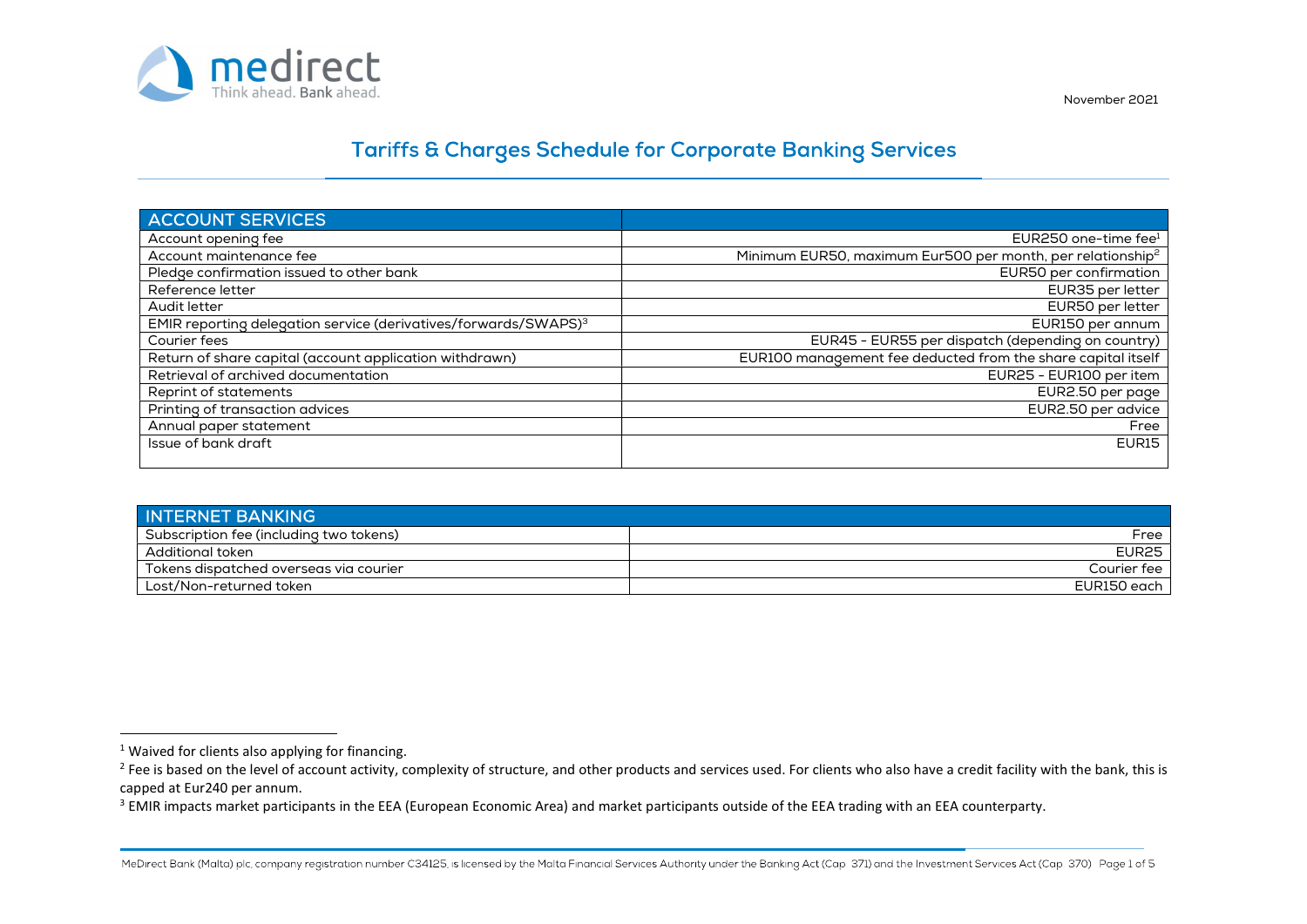November 2021

# Tariffs & Charges Schedule for Corporate Banking Services

| ACCOUNT SERVICES | |
|---|---|
| Account opening fee | EUR250 one-time fee[1] |
| Account maintenance fee | Minimum EUR50, maximum Eur500 per month, per relationship[2] |
| Pledge confirmation issued to other bank | EUR50 per confirmation |
| Reference letter | EUR35 per letter |
| Audit letter | EUR50 per letter |
| EMIR reporting delegation service (derivatives/forwards/SWAPS)[3] | EUR150 per annum |
| Courier fees | EUR45 - EUR55 per dispatch (depending on country) |
| Return of share capital (account application withdrawn) | EUR100 management fee deducted from the share capital itself |
| Retrieval of archived documentation | EUR25 - EUR100 per item |
| Reprint of statements | EUR2.50 per page |
| Printing of transaction advices | EUR2.50 per advice |
| Annual paper statement | Free |
| Issue of bank draft | EUR15 |

| INTERNET BANKING | |
|---|---|
| Subscription fee (including two tokens) | Free |
| Additional token | EUR25 |
| Tokens dispatched overseas via courier | Courier fee |
| Lost/Non-returned token | EUR150 each |

[1] Waived for clients also applying for financing.

[2] Fee is based on the level of account activity, complexity of structure, and other products and services used. For clients who also have a credit facility with the bank, this is capped at Eur240 per annum.

[3] EMIR impacts market participants in the EEA (European Economic Area) and market participants outside of the EEA trading with an EEA counterparty.

MeDirect Bank (Malta) plc, company registration number C34125, is licensed by the Malta Financial Services Authority under the Banking Act (Cap. 371) and the Investment Services Act (Cap. 370)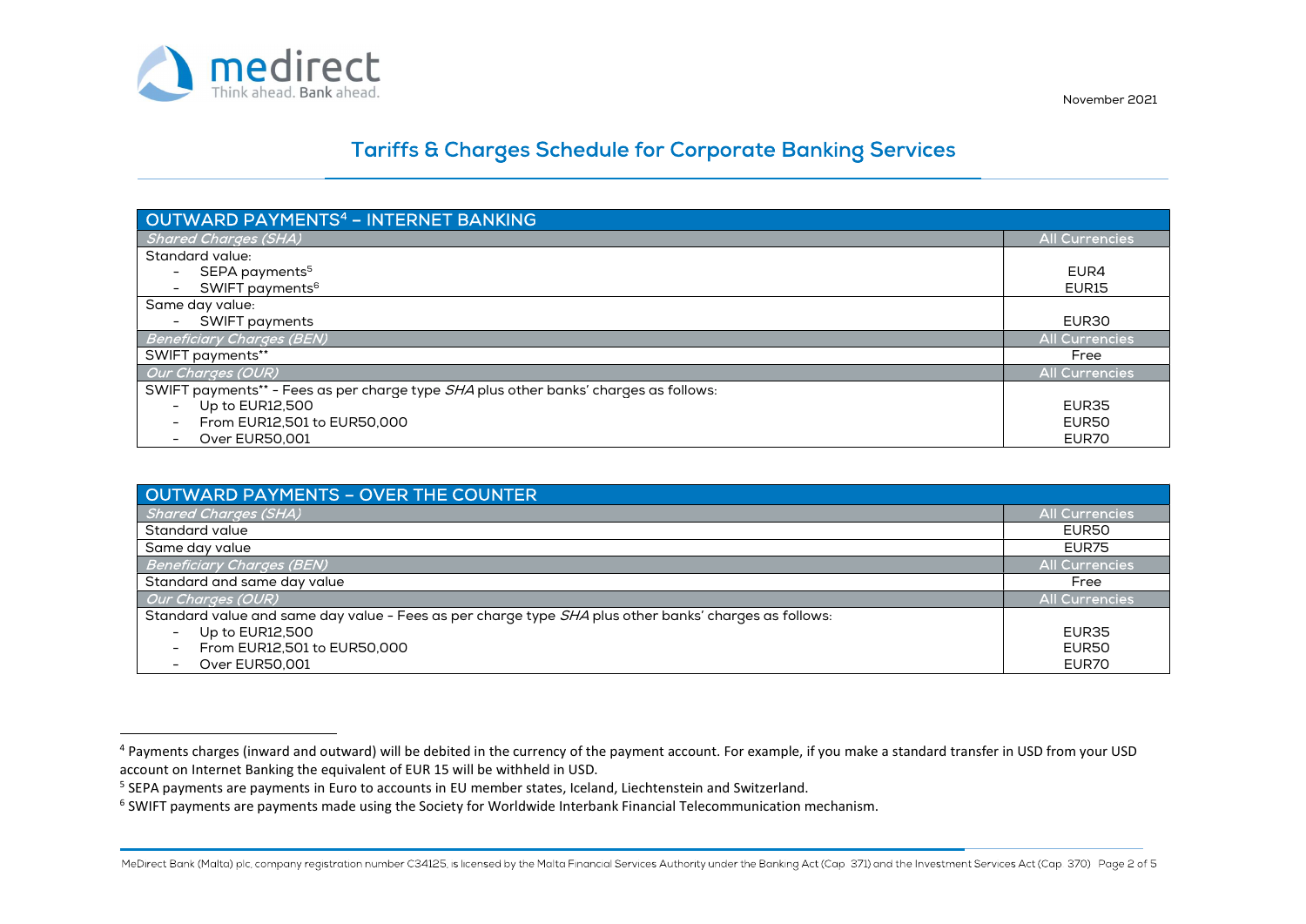## Tariffs & Charges Schedule for Corporate Banking Services

November 2021

| OUTWARD PAYMENTS[4] – INTERNET BANKING | |
|---|---|
| *Shared Charges (SHA)* | All Currencies |
| Standard value:<br>- SEPA payments[5]<br>- SWIFT payments[6] | <br>EUR4<br>EUR15 |
| Same day value:<br>- SWIFT payments | <br>EUR30 |
| *Beneficiary Charges (BEN)* | All Currencies |
| SWIFT payments** | Free |
| *Our Charges (OUR)* | All Currencies |
| SWIFT payments** - Fees as per charge type *SHA* plus other banks' charges as follows:<br>- Up to EUR12,500<br>- From EUR12,501 to EUR50,000<br>- Over EUR50,001 | <br>EUR35<br>EUR50<br>EUR70 |

| OUTWARD PAYMENTS – OVER THE COUNTER | |
|---|---|
| *Shared Charges (SHA)* | All Currencies |
| Standard value | EUR50 |
| Same day value | EUR75 |
| *Beneficiary Charges (BEN)* | All Currencies |
| Standard and same day value | Free |
| *Our Charges (OUR)* | All Currencies |
| Standard value and same day value - Fees as per charge type *SHA* plus other banks' charges as follows:<br>- Up to EUR12,500<br>- From EUR12,501 to EUR50,000<br>- Over EUR50,001 | <br>EUR35<br>EUR50<br>EUR70 |

[4] Payments charges (inward and outward) will be debited in the currency of the payment account. For example, if you make a standard transfer in USD from your USD account on Internet Banking the equivalent of EUR 15 will be withheld in USD.

[5] SEPA payments are payments in Euro to accounts in EU member states, Iceland, Liechtenstein and Switzerland.

[6] SWIFT payments are payments made using the Society for Worldwide Interbank Financial Telecommunication mechanism.

MeDirect Bank (Malta) plc, company registration number C34125, is licensed by the Malta Financial Services Authority under the Banking Act (Cap 371) and the Investment Services Act (Cap 370)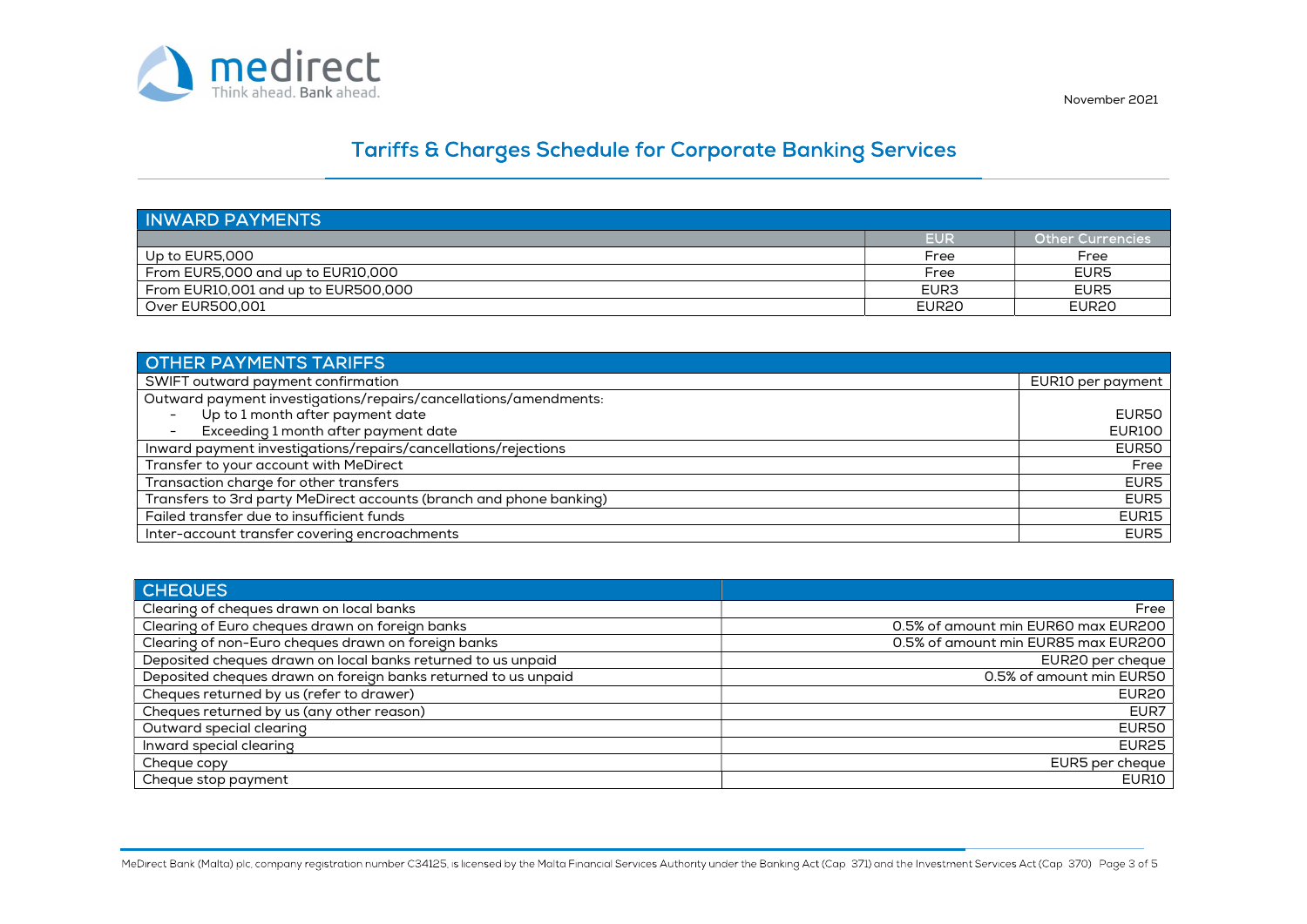November 2021

# Tariffs & Charges Schedule for Corporate Banking Services

## INWARD PAYMENTS

| | EUR | Other Currencies |
|---|---|---|
| Up to EUR5,000 | Free | Free |
| From EUR5,000 and up to EUR10,000 | Free | EUR5 |
| From EUR10,001 and up to EUR500,000 | EUR3 | EUR5 |
| Over EUR500,001 | EUR20 | EUR20 |

## OTHER PAYMENTS TARIFFS

| | |
|---|---|
| SWIFT outward payment confirmation | EUR10 per payment |
| Outward payment investigations/repairs/cancellations/amendments: | |
| - Up to 1 month after payment date | EUR50 |
| - Exceeding 1 month after payment date | EUR100 |
| Inward payment investigations/repairs/cancellations/rejections | EUR50 |
| Transfer to your account with MeDirect | Free |
| Transaction charge for other transfers | EUR5 |
| Transfers to 3rd party MeDirect accounts (branch and phone banking) | EUR5 |
| Failed transfer due to insufficient funds | EUR15 |
| Inter-account transfer covering encroachments | EUR5 |

## CHEQUES

| | |
|---|---|
| Clearing of cheques drawn on local banks | Free |
| Clearing of Euro cheques drawn on foreign banks | 0.5% of amount min EUR60 max EUR200 |
| Clearing of non-Euro cheques drawn on foreign banks | 0.5% of amount min EUR85 max EUR200 |
| Deposited cheques drawn on local banks returned to us unpaid | EUR20 per cheque |
| Deposited cheques drawn on foreign banks returned to us unpaid | 0.5% of amount min EUR50 |
| Cheques returned by us (refer to drawer) | EUR20 |
| Cheques returned by us (any other reason) | EUR7 |
| Outward special clearing | EUR50 |
| Inward special clearing | EUR25 |
| Cheque copy | EUR5 per cheque |
| Cheque stop payment | EUR10 |

MeDirect Bank (Malta) plc, company registration number C34125, is licensed by the Malta Financial Services Authority under the Banking Act (Cap 371) and the Investment Services Act (Cap 370)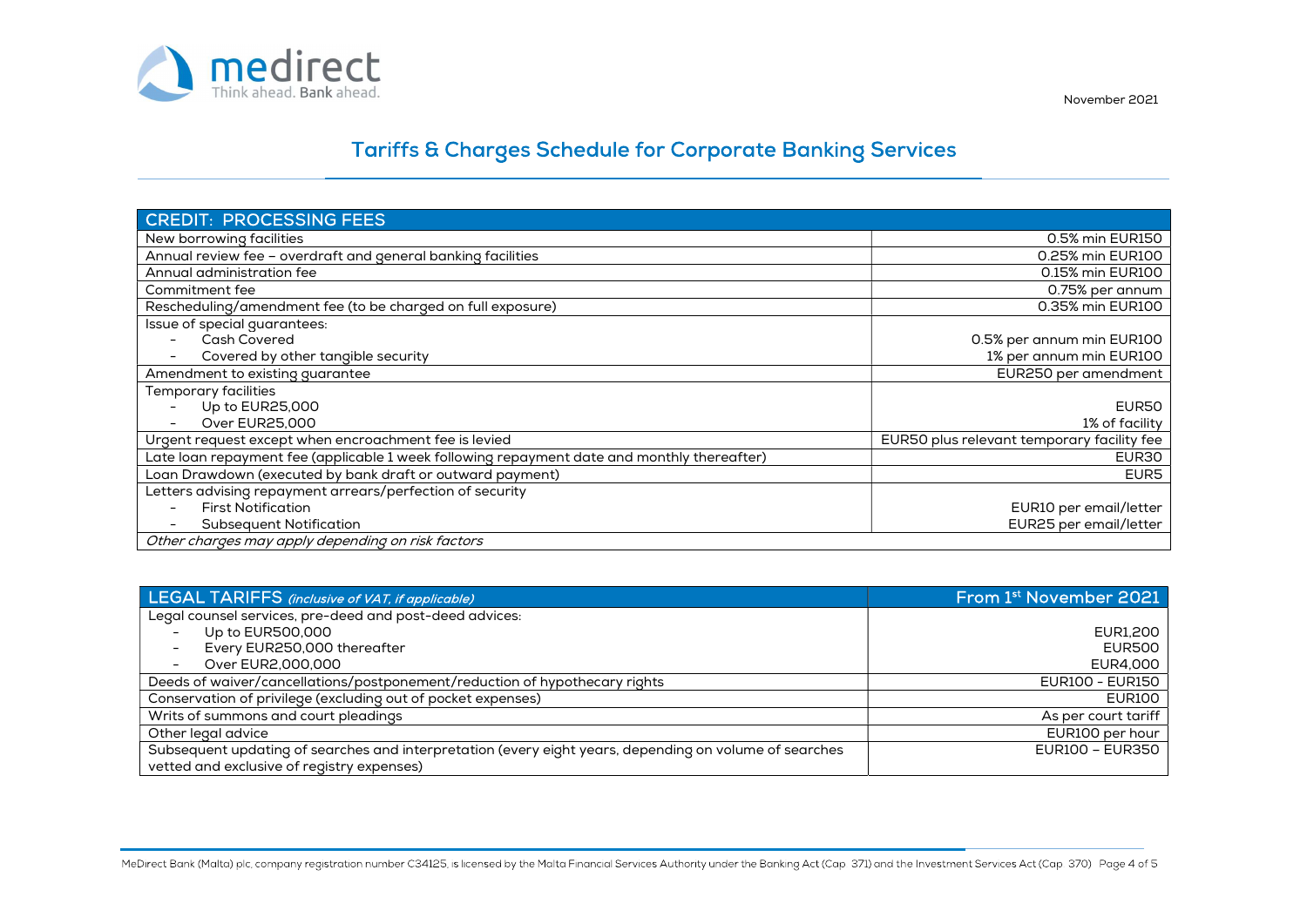November 2021

# Tariffs & Charges Schedule for Corporate Banking Services

| CREDIT: PROCESSING FEES | |
|---|---|
| New borrowing facilities | 0.5% min EUR150 |
| Annual review fee – overdraft and general banking facilities | 0.25% min EUR100 |
| Annual administration fee | 0.15% min EUR100 |
| Commitment fee | 0.75% per annum |
| Rescheduling/amendment fee (to be charged on full exposure) | 0.35% min EUR100 |
| Issue of special guarantees: | |
| - Cash Covered | 0.5% per annum min EUR100 |
| - Covered by other tangible security | 1% per annum min EUR100 |
| Amendment to existing guarantee | EUR250 per amendment |
| Temporary facilities | |
| - Up to EUR25,000 | EUR50 |
| - Over EUR25,000 | 1% of facility |
| Urgent request except when encroachment fee is levied | EUR50 plus relevant temporary facility fee |
| Late loan repayment fee (applicable 1 week following repayment date and monthly thereafter) | EUR30 |
| Loan Drawdown (executed by bank draft or outward payment) | EUR5 |
| Letters advising repayment arrears/perfection of security | |
| - First Notification | EUR10 per email/letter |
| - Subsequent Notification | EUR25 per email/letter |
| *Other charges may apply depending on risk factors* | |

| LEGAL TARIFFS *(inclusive of VAT, if applicable)* | From 1st November 2021 |
|---|---|
| Legal counsel services, pre-deed and post-deed advices: | |
| - Up to EUR500,000 | EUR1,200 |
| - Every EUR250,000 thereafter | EUR500 |
| - Over EUR2,000,000 | EUR4,000 |
| Deeds of waiver/cancellations/postponement/reduction of hypothecary rights | EUR100 - EUR150 |
| Conservation of privilege (excluding out of pocket expenses) | EUR100 |
| Writs of summons and court pleadings | As per court tariff |
| Other legal advice | EUR100 per hour |
| Subsequent updating of searches and interpretation (every eight years, depending on volume of searches vetted and exclusive of registry expenses) | EUR100 – EUR350 |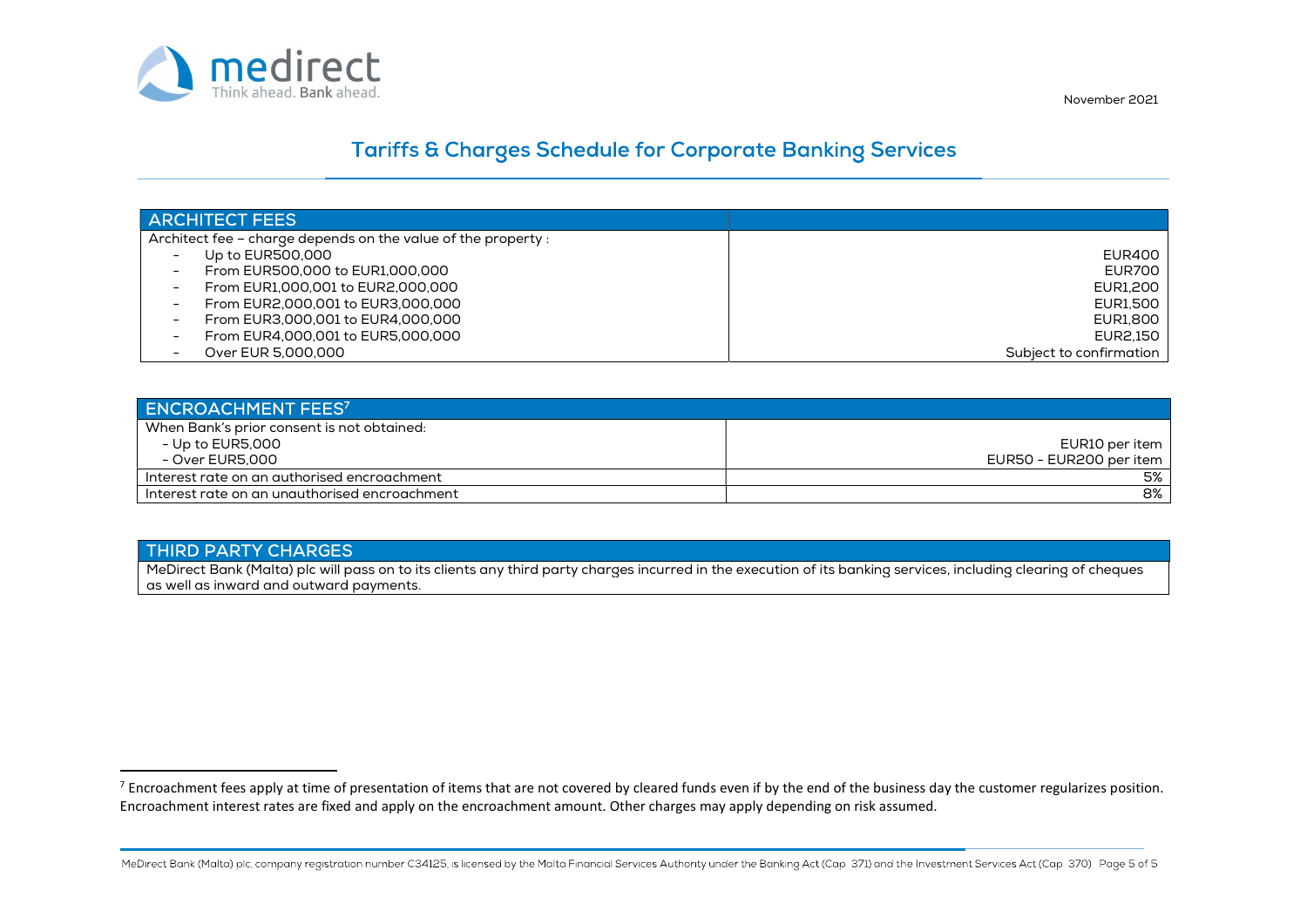| ARCHITECT FEES | |
| --- | --- |
| Architect fee – charge depends on the value of the property : | |
| - Up to EUR500,000 | EUR400 |
| - From EUR500,000 to EUR1,000,000 | EUR700 |
| - From EUR1,000,001 to EUR2,000,000 | EUR1,200 |
| - From EUR2,000,001 to EUR3,000,000 | EUR1,500 |
| - From EUR3,000,001 to EUR4,000,000 | EUR1,800 |
| - From EUR4,000,001 to EUR5,000,000 | EUR2,150 |
| - Over EUR 5,000,000 | Subject to confirmation |

| ENCROACHMENT FEES[7] | |
| --- | --- |
| When Bank's prior consent is not obtained: | |
| - Up to EUR5,000 | EUR10 per item |
| - Over EUR5,000 | EUR50 - EUR200 per item |
| Interest rate on an authorised encroachment | 5% |
| Interest rate on an unauthorised encroachment | 8% |

## THIRD PARTY CHARGES

MeDirect Bank (Malta) plc will pass on to its clients any third party charges incurred in the execution of its banking services, including clearing of cheques as well as inward and outward payments.

[7] Encroachment fees apply at time of presentation of items that are not covered by cleared funds even if by the end of the business day the customer regularizes position. Encroachment interest rates are fixed and apply on the encroachment amount. Other charges may apply depending on risk assumed.